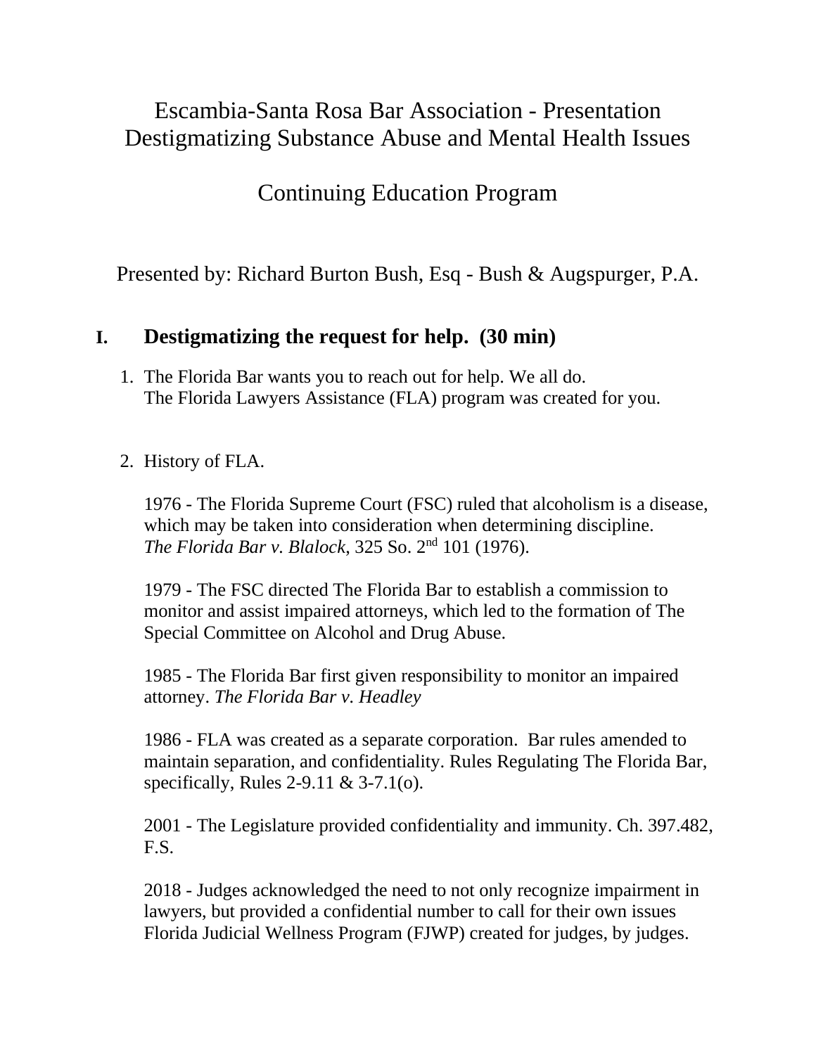# Escambia-Santa Rosa Bar Association - Presentation
# Destigmatizing Substance Abuse and Mental Health Issues

## Continuing Education Program

Presented by: Richard Burton Bush, Esq - Bush & Augspurger, P.A.

## I. Destigmatizing the request for help. (30 min)

1. The Florida Bar wants you to reach out for help. We all do.
   The Florida Lawyers Assistance (FLA) program was created for you.

2. History of FLA.

   1976 - The Florida Supreme Court (FSC) ruled that alcoholism is a disease, which may be taken into consideration when determining discipline. *The Florida Bar v. Blalock*, 325 So. 2nd 101 (1976).

   1979 - The FSC directed The Florida Bar to establish a commission to monitor and assist impaired attorneys, which led to the formation of The Special Committee on Alcohol and Drug Abuse.

   1985 - The Florida Bar first given responsibility to monitor an impaired attorney. *The Florida Bar v. Headley*

   1986 - FLA was created as a separate corporation. Bar rules amended to maintain separation, and confidentiality. Rules Regulating The Florida Bar, specifically, Rules 2-9.11 & 3-7.1(o).

   2001 - The Legislature provided confidentiality and immunity. Ch. 397.482, F.S.

   2018 - Judges acknowledged the need to not only recognize impairment in lawyers, but provided a confidential number to call for their own issues Florida Judicial Wellness Program (FJWP) created for judges, by judges.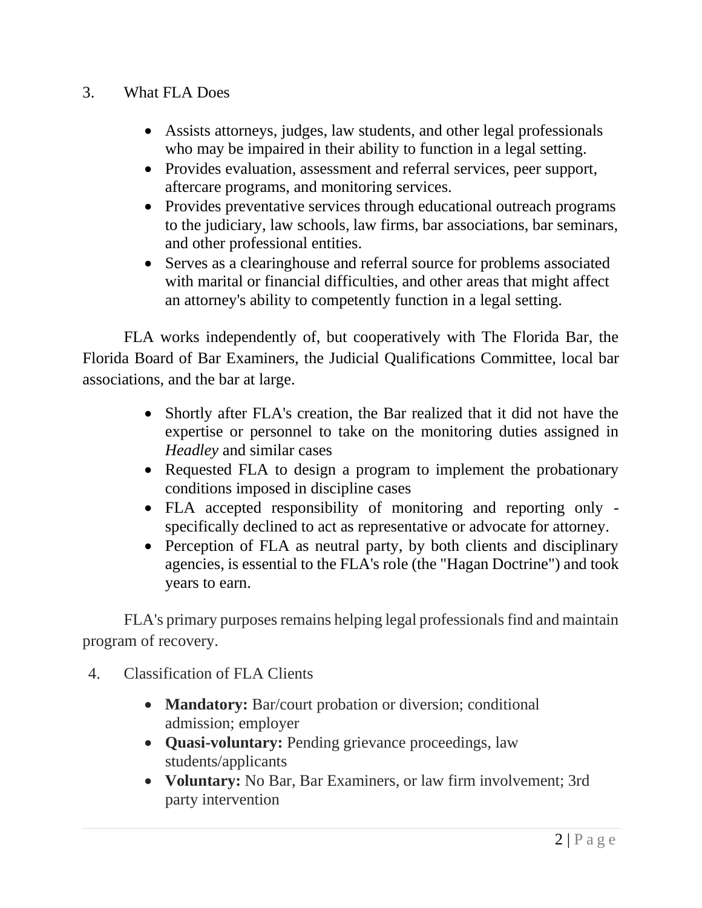3. What FLA Does

- Assists attorneys, judges, law students, and other legal professionals who may be impaired in their ability to function in a legal setting.
- Provides evaluation, assessment and referral services, peer support, aftercare programs, and monitoring services.
- Provides preventative services through educational outreach programs to the judiciary, law schools, law firms, bar associations, bar seminars, and other professional entities.
- Serves as a clearinghouse and referral source for problems associated with marital or financial difficulties, and other areas that might affect an attorney's ability to competently function in a legal setting.

FLA works independently of, but cooperatively with The Florida Bar, the Florida Board of Bar Examiners, the Judicial Qualifications Committee, local bar associations, and the bar at large.

- Shortly after FLA's creation, the Bar realized that it did not have the expertise or personnel to take on the monitoring duties assigned in *Headley* and similar cases
- Requested FLA to design a program to implement the probationary conditions imposed in discipline cases
- FLA accepted responsibility of monitoring and reporting only - specifically declined to act as representative or advocate for attorney.
- Perception of FLA as neutral party, by both clients and disciplinary agencies, is essential to the FLA's role (the "Hagan Doctrine") and took years to earn.

FLA's primary purposes remains helping legal professionals find and maintain program of recovery.

4. Classification of FLA Clients

- **Mandatory:** Bar/court probation or diversion; conditional admission; employer
- **Quasi-voluntary:** Pending grievance proceedings, law students/applicants
- **Voluntary:** No Bar, Bar Examiners, or law firm involvement; 3rd party intervention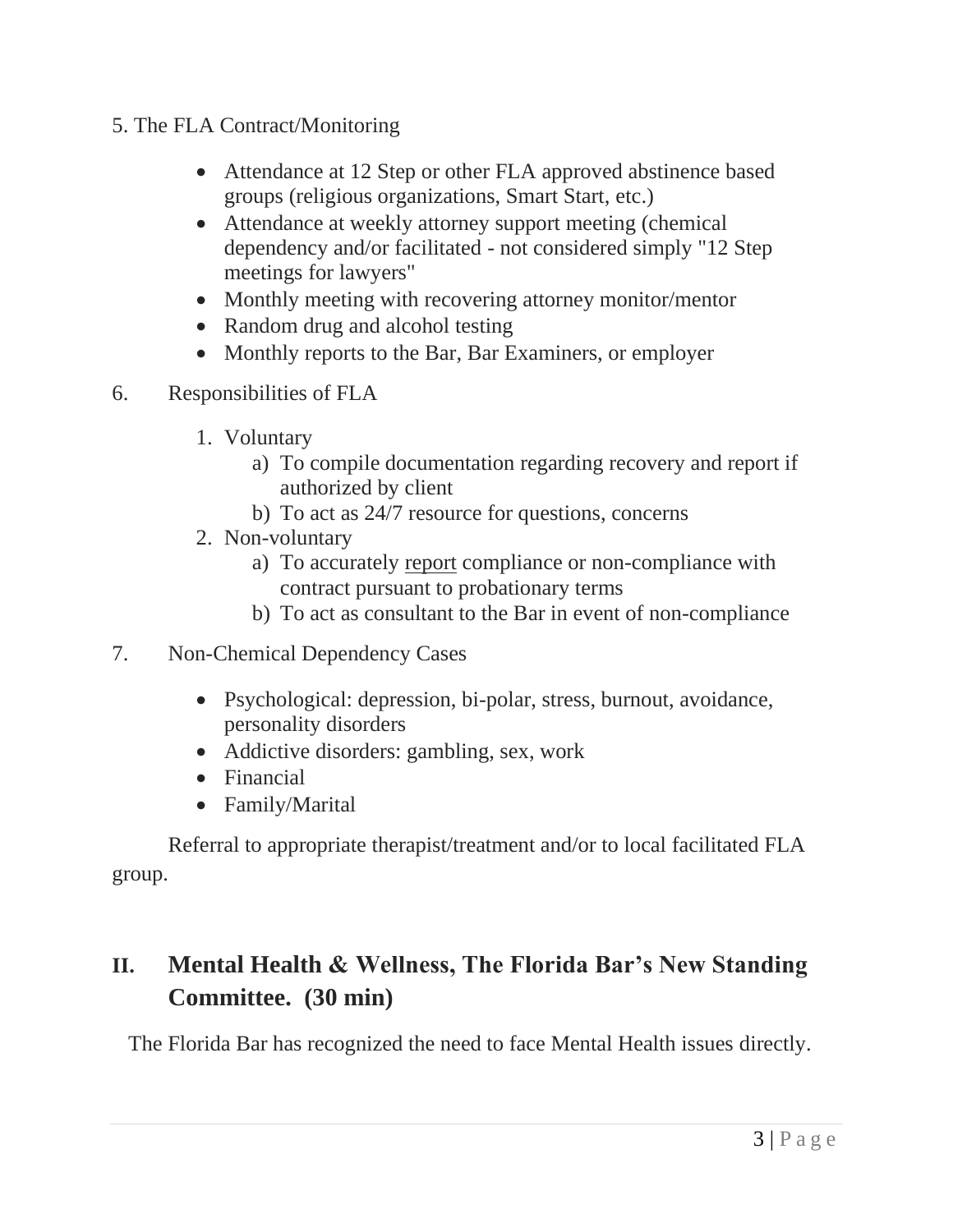5. The FLA Contract/Monitoring

- Attendance at 12 Step or other FLA approved abstinence based groups (religious organizations, Smart Start, etc.)
- Attendance at weekly attorney support meeting (chemical dependency and/or facilitated - not considered simply "12 Step meetings for lawyers"
- Monthly meeting with recovering attorney monitor/mentor
- Random drug and alcohol testing
- Monthly reports to the Bar, Bar Examiners, or employer

6. Responsibilities of FLA

   1. Voluntary
      a) To compile documentation regarding recovery and report if authorized by client
      b) To act as 24/7 resource for questions, concerns
   2. Non-voluntary
      a) To accurately <u>report</u> compliance or non-compliance with contract pursuant to probationary terms
      b) To act as consultant to the Bar in event of non-compliance

7. Non-Chemical Dependency Cases

- Psychological: depression, bi-polar, stress, burnout, avoidance, personality disorders
- Addictive disorders: gambling, sex, work
- Financial
- Family/Marital

Referral to appropriate therapist/treatment and/or to local facilitated FLA group.

## II. Mental Health & Wellness, The Florida Bar's New Standing Committee. (30 min)

The Florida Bar has recognized the need to face Mental Health issues directly.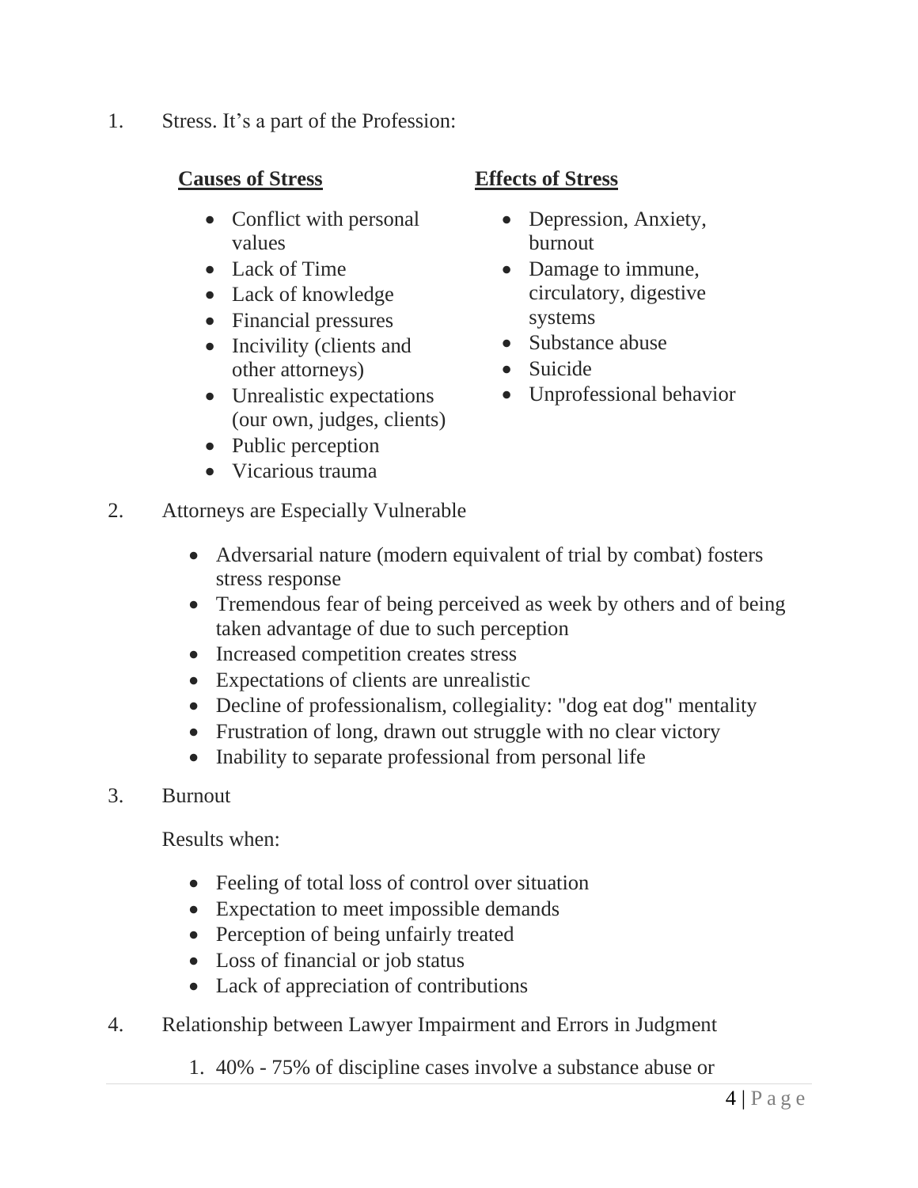1. Stress. It's a part of the Profession:

**Causes of Stress**

- Conflict with personal values
- Lack of Time
- Lack of knowledge
- Financial pressures
- Incivility (clients and other attorneys)
- Unrealistic expectations (our own, judges, clients)
- Public perception
- Vicarious trauma

**Effects of Stress**

- Depression, Anxiety, burnout
- Damage to immune, circulatory, digestive systems
- Substance abuse
- Suicide
- Unprofessional behavior

2. Attorneys are Especially Vulnerable

   - Adversarial nature (modern equivalent of trial by combat) fosters stress response
   - Tremendous fear of being perceived as week by others and of being taken advantage of due to such perception
   - Increased competition creates stress
   - Expectations of clients are unrealistic
   - Decline of professionalism, collegiality: "dog eat dog" mentality
   - Frustration of long, drawn out struggle with no clear victory
   - Inability to separate professional from personal life

3. Burnout

   Results when:

   - Feeling of total loss of control over situation
   - Expectation to meet impossible demands
   - Perception of being unfairly treated
   - Loss of financial or job status
   - Lack of appreciation of contributions

4. Relationship between Lawyer Impairment and Errors in Judgment

   1. 40% - 75% of discipline cases involve a substance abuse or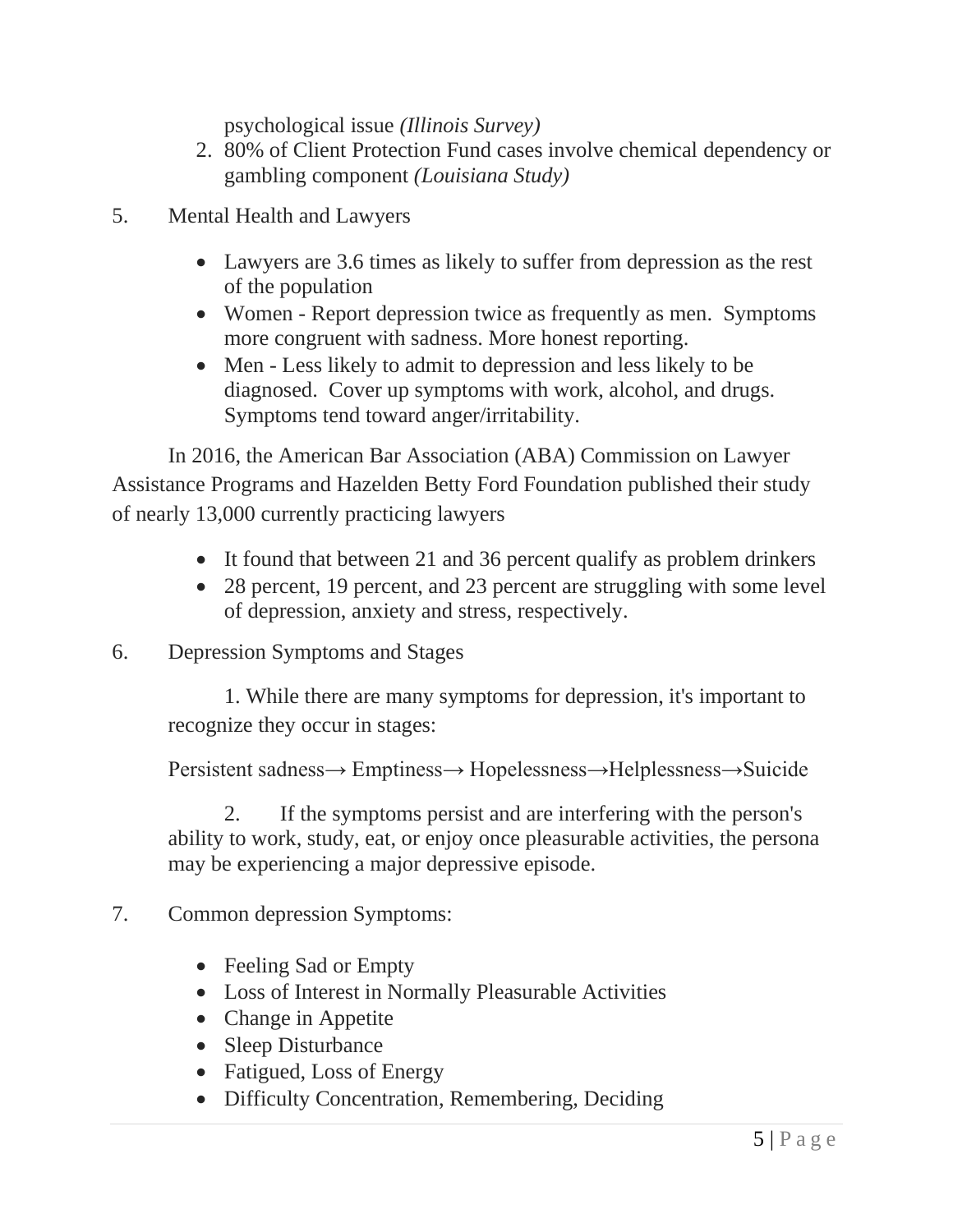psychological issue *(Illinois Survey)*

2. 80% of Client Protection Fund cases involve chemical dependency or gambling component *(Louisiana Study)*

5. Mental Health and Lawyers

- Lawyers are 3.6 times as likely to suffer from depression as the rest of the population
- Women - Report depression twice as frequently as men. Symptoms more congruent with sadness. More honest reporting.
- Men - Less likely to admit to depression and less likely to be diagnosed. Cover up symptoms with work, alcohol, and drugs. Symptoms tend toward anger/irritability.

In 2016, the American Bar Association (ABA) Commission on Lawyer Assistance Programs and Hazelden Betty Ford Foundation published their study of nearly 13,000 currently practicing lawyers

- It found that between 21 and 36 percent qualify as problem drinkers
- 28 percent, 19 percent, and 23 percent are struggling with some level of depression, anxiety and stress, respectively.

6. Depression Symptoms and Stages

1. While there are many symptoms for depression, it's important to recognize they occur in stages:

Persistent sadness→ Emptiness→ Hopelessness→Helplessness→Suicide

2. If the symptoms persist and are interfering with the person's ability to work, study, eat, or enjoy once pleasurable activities, the persona may be experiencing a major depressive episode.

7. Common depression Symptoms:

- Feeling Sad or Empty
- Loss of Interest in Normally Pleasurable Activities
- Change in Appetite
- Sleep Disturbance
- Fatigued, Loss of Energy
- Difficulty Concentration, Remembering, Deciding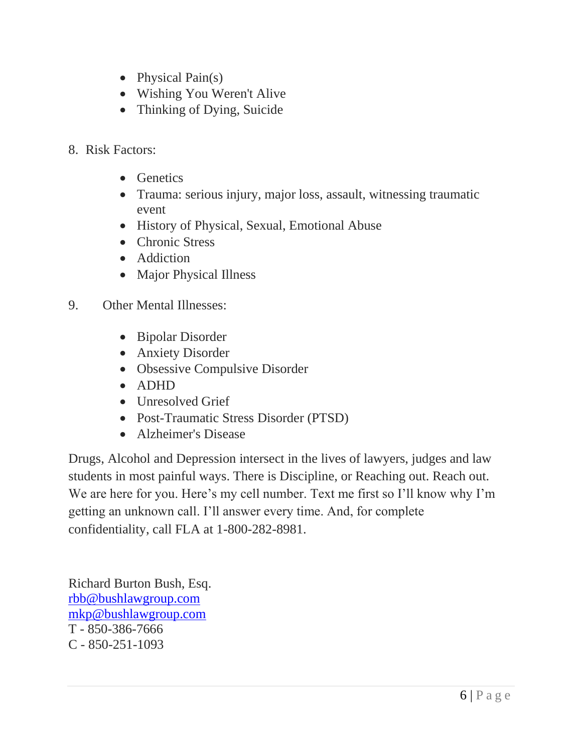- Physical Pain(s)
- Wishing You Weren't Alive
- Thinking of Dying, Suicide

8. Risk Factors:

   - Genetics
   - Trauma: serious injury, major loss, assault, witnessing traumatic event
   - History of Physical, Sexual, Emotional Abuse
   - Chronic Stress
   - Addiction
   - Major Physical Illness

9. Other Mental Illnesses:

   - Bipolar Disorder
   - Anxiety Disorder
   - Obsessive Compulsive Disorder
   - ADHD
   - Unresolved Grief
   - Post-Traumatic Stress Disorder (PTSD)
   - Alzheimer's Disease

Drugs, Alcohol and Depression intersect in the lives of lawyers, judges and law students in most painful ways. There is Discipline, or Reaching out. Reach out. We are here for you. Here's my cell number. Text me first so I'll know why I'm getting an unknown call. I'll answer every time. And, for complete confidentiality, call FLA at 1-800-282-8981.

Richard Burton Bush, Esq.
rbb@bushlawgroup.com
mkp@bushlawgroup.com
T - 850-386-7666
C - 850-251-1093